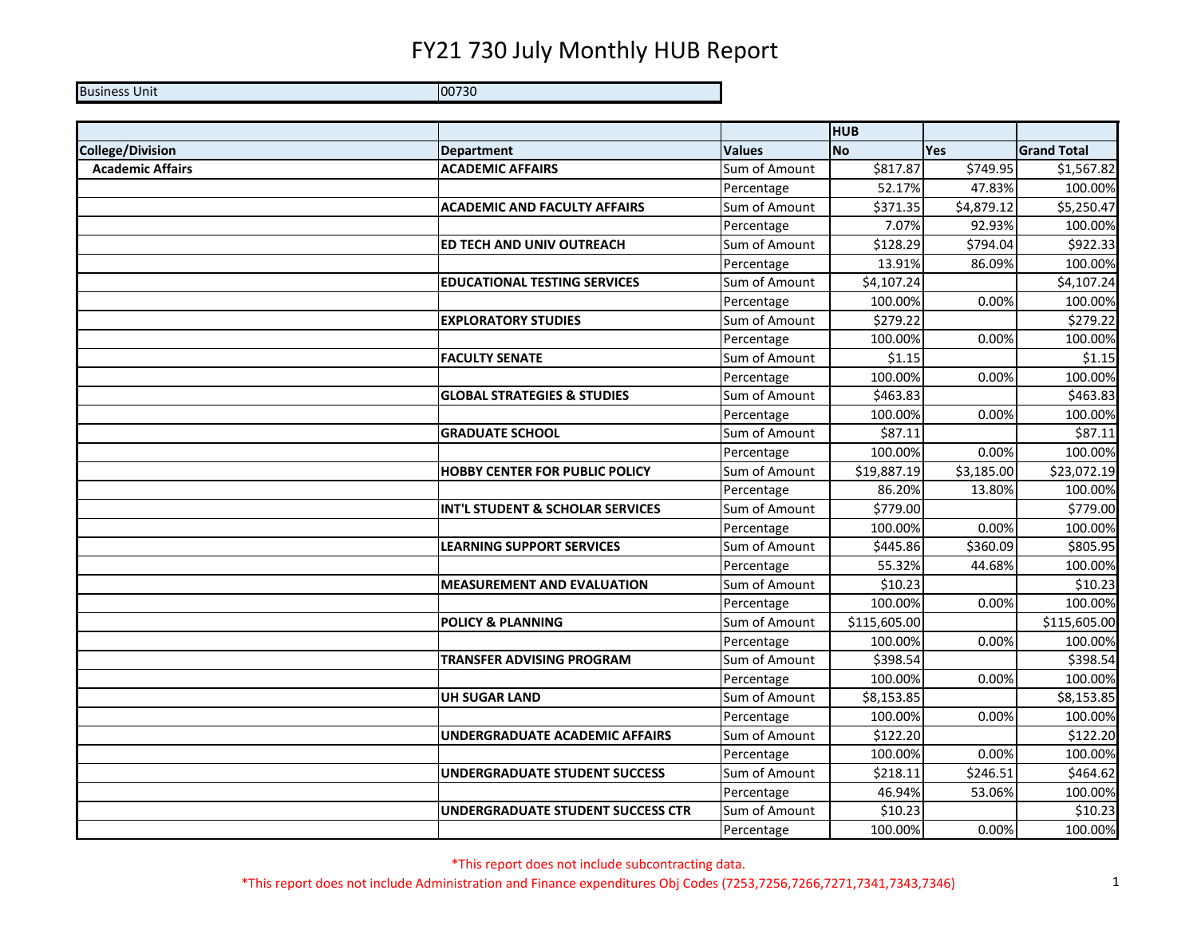# FY21 730 July Monthly HUB Report

| Business Unit | 00730 |
|---|---|

| | | | HUB | | |
|---|---|---|---|---|---|
| **College/Division** | **Department** | **Values** | **No** | **Yes** | **Grand Total** |
| **Academic Affairs** | **ACADEMIC AFFAIRS** | Sum of Amount | $817.87 | $749.95 | $1,567.82 |
| | | Percentage | 52.17% | 47.83% | 100.00% |
| | **ACADEMIC AND FACULTY AFFAIRS** | Sum of Amount | $371.35 | $4,879.12 | $5,250.47 |
| | | Percentage | 7.07% | 92.93% | 100.00% |
| | **ED TECH AND UNIV OUTREACH** | Sum of Amount | $128.29 | $794.04 | $922.33 |
| | | Percentage | 13.91% | 86.09% | 100.00% |
| | **EDUCATIONAL TESTING SERVICES** | Sum of Amount | $4,107.24 | | $4,107.24 |
| | | Percentage | 100.00% | 0.00% | 100.00% |
| | **EXPLORATORY STUDIES** | Sum of Amount | $279.22 | | $279.22 |
| | | Percentage | 100.00% | 0.00% | 100.00% |
| | **FACULTY SENATE** | Sum of Amount | $1.15 | | $1.15 |
| | | Percentage | 100.00% | 0.00% | 100.00% |
| | **GLOBAL STRATEGIES & STUDIES** | Sum of Amount | $463.83 | | $463.83 |
| | | Percentage | 100.00% | 0.00% | 100.00% |
| | **GRADUATE SCHOOL** | Sum of Amount | $87.11 | | $87.11 |
| | | Percentage | 100.00% | 0.00% | 100.00% |
| | **HOBBY CENTER FOR PUBLIC POLICY** | Sum of Amount | $19,887.19 | $3,185.00 | $23,072.19 |
| | | Percentage | 86.20% | 13.80% | 100.00% |
| | **INT'L STUDENT & SCHOLAR SERVICES** | Sum of Amount | $779.00 | | $779.00 |
| | | Percentage | 100.00% | 0.00% | 100.00% |
| | **LEARNING SUPPORT SERVICES** | Sum of Amount | $445.86 | $360.09 | $805.95 |
| | | Percentage | 55.32% | 44.68% | 100.00% |
| | **MEASUREMENT AND EVALUATION** | Sum of Amount | $10.23 | | $10.23 |
| | | Percentage | 100.00% | 0.00% | 100.00% |
| | **POLICY & PLANNING** | Sum of Amount | $115,605.00 | | $115,605.00 |
| | | Percentage | 100.00% | 0.00% | 100.00% |
| | **TRANSFER ADVISING PROGRAM** | Sum of Amount | $398.54 | | $398.54 |
| | | Percentage | 100.00% | 0.00% | 100.00% |
| | **UH SUGAR LAND** | Sum of Amount | $8,153.85 | | $8,153.85 |
| | | Percentage | 100.00% | 0.00% | 100.00% |
| | **UNDERGRADUATE ACADEMIC AFFAIRS** | Sum of Amount | $122.20 | | $122.20 |
| | | Percentage | 100.00% | 0.00% | 100.00% |
| | **UNDERGRADUATE STUDENT SUCCESS** | Sum of Amount | $218.11 | $246.51 | $464.62 |
| | | Percentage | 46.94% | 53.06% | 100.00% |
| | **UNDERGRADUATE STUDENT SUCCESS CTR** | Sum of Amount | $10.23 | | $10.23 |
| | | Percentage | 100.00% | 0.00% | 100.00% |

*This report does not include subcontracting data.

*This report does not include Administration and Finance expenditures Obj Codes (7253,7256,7266,7271,7341,7343,7346)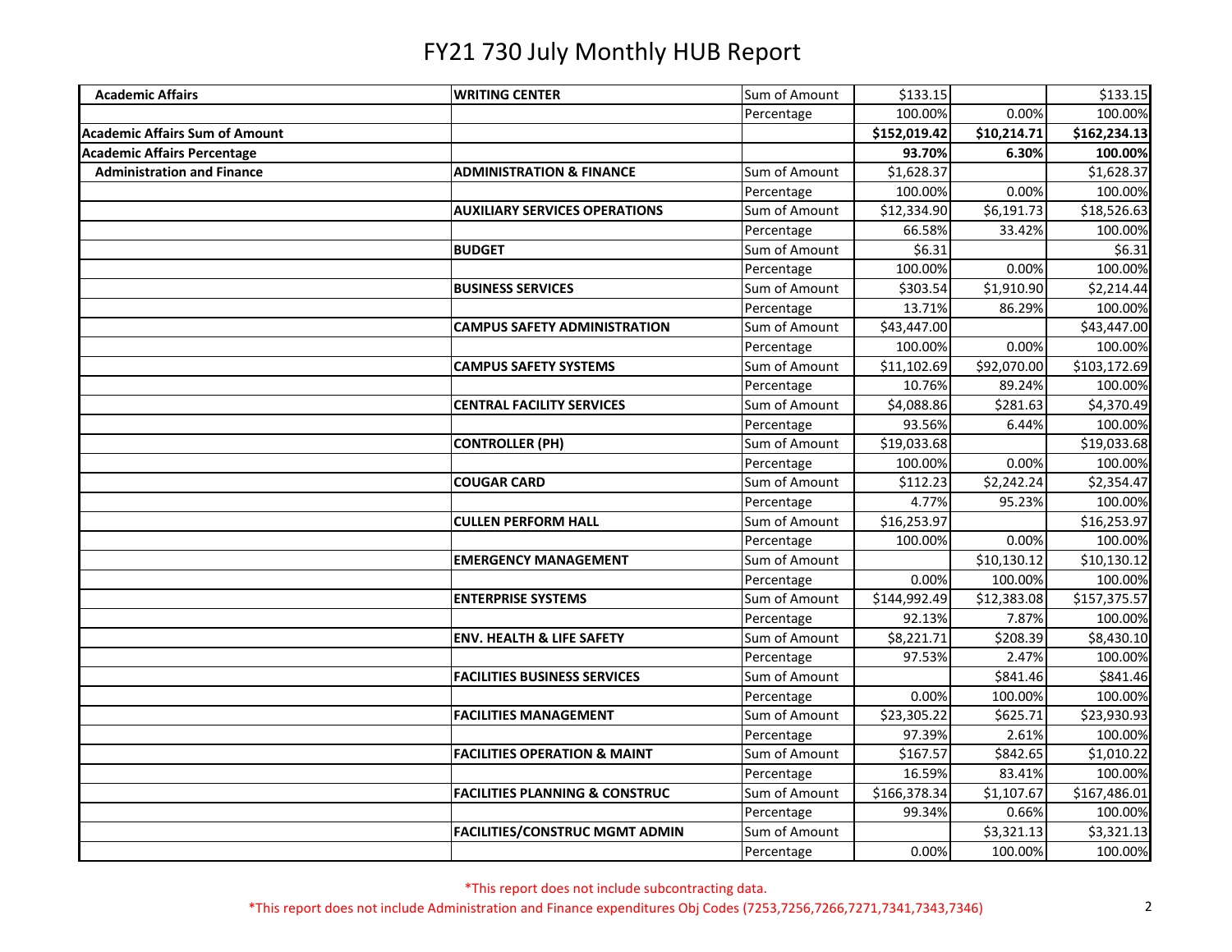# FY21 730 July Monthly HUB Report

| | | | | | |
|---|---|---|---|---|---|
| **Academic Affairs** | **WRITING CENTER** | Sum of Amount | $133.15 | | $133.15 |
| | | Percentage | 100.00% | 0.00% | 100.00% |
| **Academic Affairs Sum of Amount** | | | **$152,019.42** | **$10,214.71** | **$162,234.13** |
| **Academic Affairs Percentage** | | | **93.70%** | **6.30%** | **100.00%** |
| **Administration and Finance** | **ADMINISTRATION & FINANCE** | Sum of Amount | $1,628.37 | | $1,628.37 |
| | | Percentage | 100.00% | 0.00% | 100.00% |
| | **AUXILIARY SERVICES OPERATIONS** | Sum of Amount | $12,334.90 | $6,191.73 | $18,526.63 |
| | | Percentage | 66.58% | 33.42% | 100.00% |
| | **BUDGET** | Sum of Amount | $6.31 | | $6.31 |
| | | Percentage | 100.00% | 0.00% | 100.00% |
| | **BUSINESS SERVICES** | Sum of Amount | $303.54 | $1,910.90 | $2,214.44 |
| | | Percentage | 13.71% | 86.29% | 100.00% |
| | **CAMPUS SAFETY ADMINISTRATION** | Sum of Amount | $43,447.00 | | $43,447.00 |
| | | Percentage | 100.00% | 0.00% | 100.00% |
| | **CAMPUS SAFETY SYSTEMS** | Sum of Amount | $11,102.69 | $92,070.00 | $103,172.69 |
| | | Percentage | 10.76% | 89.24% | 100.00% |
| | **CENTRAL FACILITY SERVICES** | Sum of Amount | $4,088.86 | $281.63 | $4,370.49 |
| | | Percentage | 93.56% | 6.44% | 100.00% |
| | **CONTROLLER (PH)** | Sum of Amount | $19,033.68 | | $19,033.68 |
| | | Percentage | 100.00% | 0.00% | 100.00% |
| | **COUGAR CARD** | Sum of Amount | $112.23 | $2,242.24 | $2,354.47 |
| | | Percentage | 4.77% | 95.23% | 100.00% |
| | **CULLEN PERFORM HALL** | Sum of Amount | $16,253.97 | | $16,253.97 |
| | | Percentage | 100.00% | 0.00% | 100.00% |
| | **EMERGENCY MANAGEMENT** | Sum of Amount | | $10,130.12 | $10,130.12 |
| | | Percentage | 0.00% | 100.00% | 100.00% |
| | **ENTERPRISE SYSTEMS** | Sum of Amount | $144,992.49 | $12,383.08 | $157,375.57 |
| | | Percentage | 92.13% | 7.87% | 100.00% |
| | **ENV. HEALTH & LIFE SAFETY** | Sum of Amount | $8,221.71 | $208.39 | $8,430.10 |
| | | Percentage | 97.53% | 2.47% | 100.00% |
| | **FACILITIES BUSINESS SERVICES** | Sum of Amount | | $841.46 | $841.46 |
| | | Percentage | 0.00% | 100.00% | 100.00% |
| | **FACILITIES MANAGEMENT** | Sum of Amount | $23,305.22 | $625.71 | $23,930.93 |
| | | Percentage | 97.39% | 2.61% | 100.00% |
| | **FACILITIES OPERATION & MAINT** | Sum of Amount | $167.57 | $842.65 | $1,010.22 |
| | | Percentage | 16.59% | 83.41% | 100.00% |
| | **FACILITIES PLANNING & CONSTRUC** | Sum of Amount | $166,378.34 | $1,107.67 | $167,486.01 |
| | | Percentage | 99.34% | 0.66% | 100.00% |
| | **FACILITIES/CONSTRUC MGMT ADMIN** | Sum of Amount | | $3,321.13 | $3,321.13 |
| | | Percentage | 0.00% | 100.00% | 100.00% |

*This report does not include subcontracting data.

*This report does not include Administration and Finance expenditures Obj Codes (7253,7256,7266,7271,7341,7343,7346)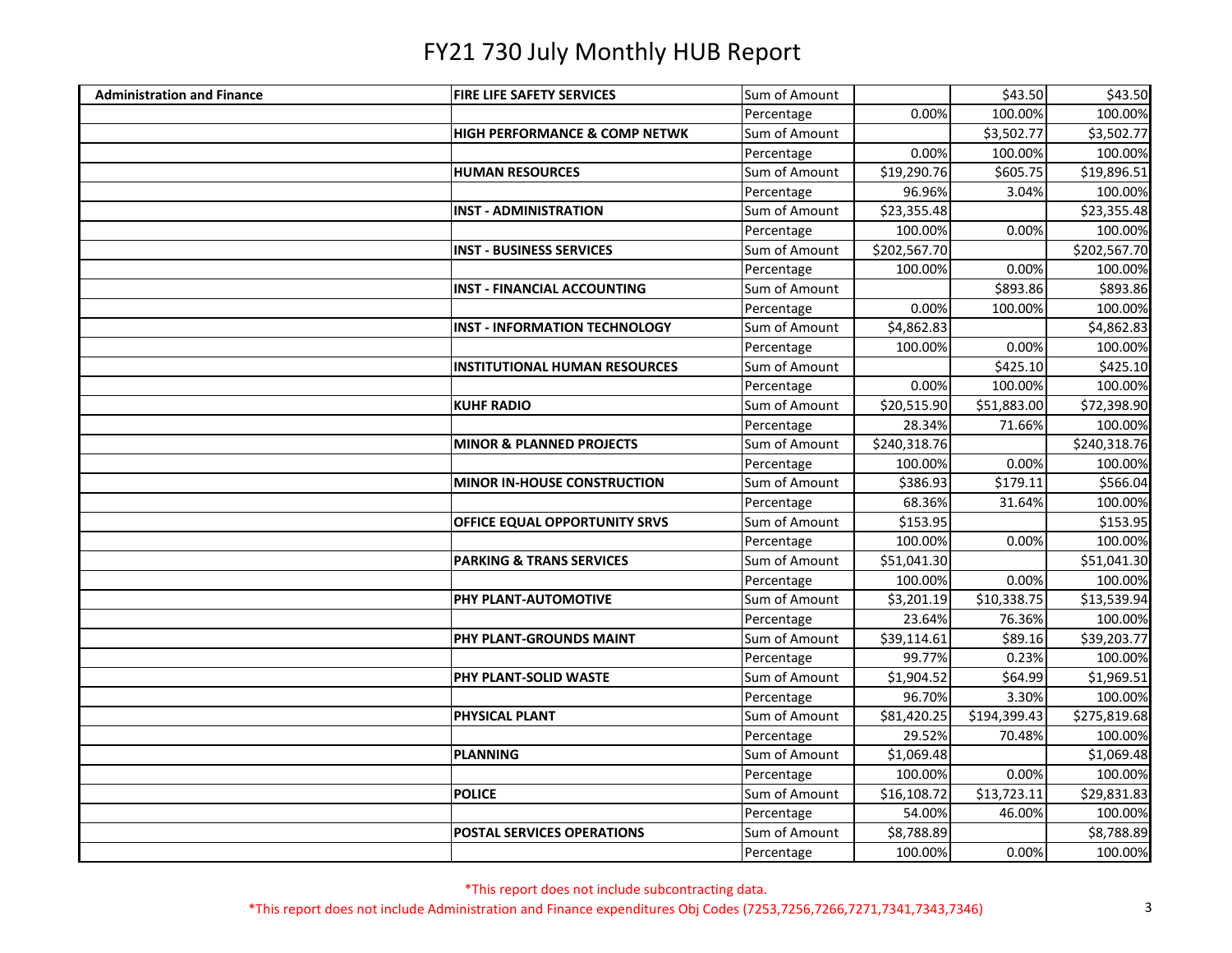# FY21 730 July Monthly HUB Report

| | | | | | |
|---|---|---|---|---|---|
| **Administration and Finance** | **FIRE LIFE SAFETY SERVICES** | Sum of Amount | | $43.50 | $43.50 |
| | | Percentage | 0.00% | 100.00% | 100.00% |
| | **HIGH PERFORMANCE & COMP NETWK** | Sum of Amount | | $3,502.77 | $3,502.77 |
| | | Percentage | 0.00% | 100.00% | 100.00% |
| | **HUMAN RESOURCES** | Sum of Amount | $19,290.76 | $605.75 | $19,896.51 |
| | | Percentage | 96.96% | 3.04% | 100.00% |
| | **INST - ADMINISTRATION** | Sum of Amount | $23,355.48 | | $23,355.48 |
| | | Percentage | 100.00% | 0.00% | 100.00% |
| | **INST - BUSINESS SERVICES** | Sum of Amount | $202,567.70 | | $202,567.70 |
| | | Percentage | 100.00% | 0.00% | 100.00% |
| | **INST - FINANCIAL ACCOUNTING** | Sum of Amount | | $893.86 | $893.86 |
| | | Percentage | 0.00% | 100.00% | 100.00% |
| | **INST - INFORMATION TECHNOLOGY** | Sum of Amount | $4,862.83 | | $4,862.83 |
| | | Percentage | 100.00% | 0.00% | 100.00% |
| | **INSTITUTIONAL HUMAN RESOURCES** | Sum of Amount | | $425.10 | $425.10 |
| | | Percentage | 0.00% | 100.00% | 100.00% |
| | **KUHF RADIO** | Sum of Amount | $20,515.90 | $51,883.00 | $72,398.90 |
| | | Percentage | 28.34% | 71.66% | 100.00% |
| | **MINOR & PLANNED PROJECTS** | Sum of Amount | $240,318.76 | | $240,318.76 |
| | | Percentage | 100.00% | 0.00% | 100.00% |
| | **MINOR IN-HOUSE CONSTRUCTION** | Sum of Amount | $386.93 | $179.11 | $566.04 |
| | | Percentage | 68.36% | 31.64% | 100.00% |
| | **OFFICE EQUAL OPPORTUNITY SRVS** | Sum of Amount | $153.95 | | $153.95 |
| | | Percentage | 100.00% | 0.00% | 100.00% |
| | **PARKING & TRANS SERVICES** | Sum of Amount | $51,041.30 | | $51,041.30 |
| | | Percentage | 100.00% | 0.00% | 100.00% |
| | **PHY PLANT-AUTOMOTIVE** | Sum of Amount | $3,201.19 | $10,338.75 | $13,539.94 |
| | | Percentage | 23.64% | 76.36% | 100.00% |
| | **PHY PLANT-GROUNDS MAINT** | Sum of Amount | $39,114.61 | $89.16 | $39,203.77 |
| | | Percentage | 99.77% | 0.23% | 100.00% |
| | **PHY PLANT-SOLID WASTE** | Sum of Amount | $1,904.52 | $64.99 | $1,969.51 |
| | | Percentage | 96.70% | 3.30% | 100.00% |
| | **PHYSICAL PLANT** | Sum of Amount | $81,420.25 | $194,399.43 | $275,819.68 |
| | | Percentage | 29.52% | 70.48% | 100.00% |
| | **PLANNING** | Sum of Amount | $1,069.48 | | $1,069.48 |
| | | Percentage | 100.00% | 0.00% | 100.00% |
| | **POLICE** | Sum of Amount | $16,108.72 | $13,723.11 | $29,831.83 |
| | | Percentage | 54.00% | 46.00% | 100.00% |
| | **POSTAL SERVICES OPERATIONS** | Sum of Amount | $8,788.89 | | $8,788.89 |
| | | Percentage | 100.00% | 0.00% | 100.00% |

*This report does not include subcontracting data.

*This report does not include Administration and Finance expenditures Obj Codes (7253,7256,7266,7271,7341,7343,7346)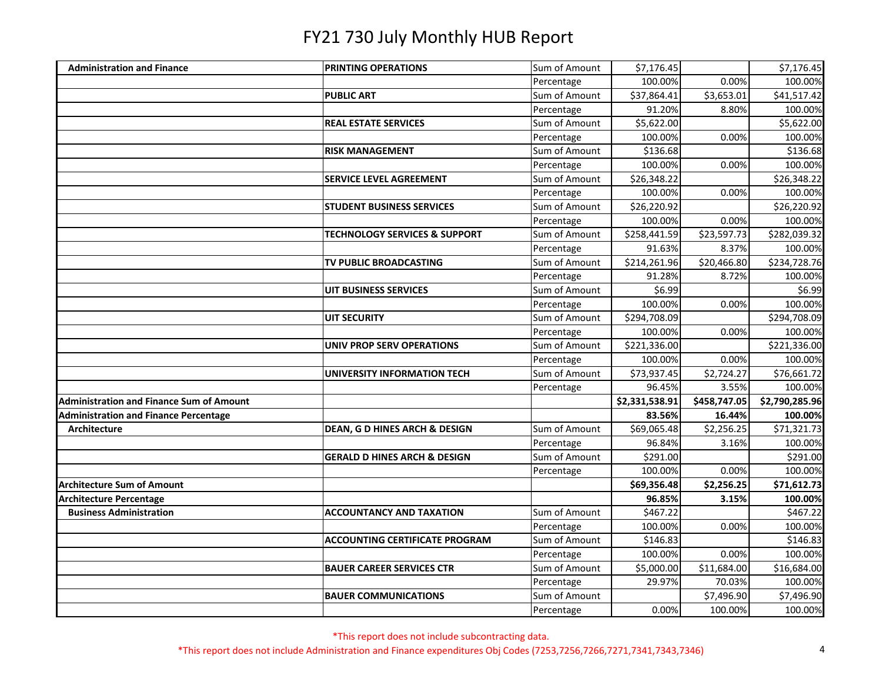# FY21 730 July Monthly HUB Report

| | | | | | |
|---|---|---|---|---|---|
| **Administration and Finance** | **PRINTING OPERATIONS** | Sum of Amount | $7,176.45 | | $7,176.45 |
| | | Percentage | 100.00% | 0.00% | 100.00% |
| | **PUBLIC ART** | Sum of Amount | $37,864.41 | $3,653.01 | $41,517.42 |
| | | Percentage | 91.20% | 8.80% | 100.00% |
| | **REAL ESTATE SERVICES** | Sum of Amount | $5,622.00 | | $5,622.00 |
| | | Percentage | 100.00% | 0.00% | 100.00% |
| | **RISK MANAGEMENT** | Sum of Amount | $136.68 | | $136.68 |
| | | Percentage | 100.00% | 0.00% | 100.00% |
| | **SERVICE LEVEL AGREEMENT** | Sum of Amount | $26,348.22 | | $26,348.22 |
| | | Percentage | 100.00% | 0.00% | 100.00% |
| | **STUDENT BUSINESS SERVICES** | Sum of Amount | $26,220.92 | | $26,220.92 |
| | | Percentage | 100.00% | 0.00% | 100.00% |
| | **TECHNOLOGY SERVICES & SUPPORT** | Sum of Amount | $258,441.59 | $23,597.73 | $282,039.32 |
| | | Percentage | 91.63% | 8.37% | 100.00% |
| | **TV PUBLIC BROADCASTING** | Sum of Amount | $214,261.96 | $20,466.80 | $234,728.76 |
| | | Percentage | 91.28% | 8.72% | 100.00% |
| | **UIT BUSINESS SERVICES** | Sum of Amount | $6.99 | | $6.99 |
| | | Percentage | 100.00% | 0.00% | 100.00% |
| | **UIT SECURITY** | Sum of Amount | $294,708.09 | | $294,708.09 |
| | | Percentage | 100.00% | 0.00% | 100.00% |
| | **UNIV PROP SERV OPERATIONS** | Sum of Amount | $221,336.00 | | $221,336.00 |
| | | Percentage | 100.00% | 0.00% | 100.00% |
| | **UNIVERSITY INFORMATION TECH** | Sum of Amount | $73,937.45 | $2,724.27 | $76,661.72 |
| | | Percentage | 96.45% | 3.55% | 100.00% |
| **Administration and Finance Sum of Amount** | | | **$2,331,538.91** | **$458,747.05** | **$2,790,285.96** |
| **Administration and Finance Percentage** | | | **83.56%** | **16.44%** | **100.00%** |
| **Architecture** | **DEAN, G D HINES ARCH & DESIGN** | Sum of Amount | $69,065.48 | $2,256.25 | $71,321.73 |
| | | Percentage | 96.84% | 3.16% | 100.00% |
| | **GERALD D HINES ARCH & DESIGN** | Sum of Amount | $291.00 | | $291.00 |
| | | Percentage | 100.00% | 0.00% | 100.00% |
| **Architecture Sum of Amount** | | | **$69,356.48** | **$2,256.25** | **$71,612.73** |
| **Architecture Percentage** | | | **96.85%** | **3.15%** | **100.00%** |
| **Business Administration** | **ACCOUNTANCY AND TAXATION** | Sum of Amount | $467.22 | | $467.22 |
| | | Percentage | 100.00% | 0.00% | 100.00% |
| | **ACCOUNTING CERTIFICATE PROGRAM** | Sum of Amount | $146.83 | | $146.83 |
| | | Percentage | 100.00% | 0.00% | 100.00% |
| | **BAUER CAREER SERVICES CTR** | Sum of Amount | $5,000.00 | $11,684.00 | $16,684.00 |
| | | Percentage | 29.97% | 70.03% | 100.00% |
| | **BAUER COMMUNICATIONS** | Sum of Amount | | $7,496.90 | $7,496.90 |
| | | Percentage | 0.00% | 100.00% | 100.00% |

*This report does not include subcontracting data.

*This report does not include Administration and Finance expenditures Obj Codes (7253,7256,7266,7271,7341,7343,7346)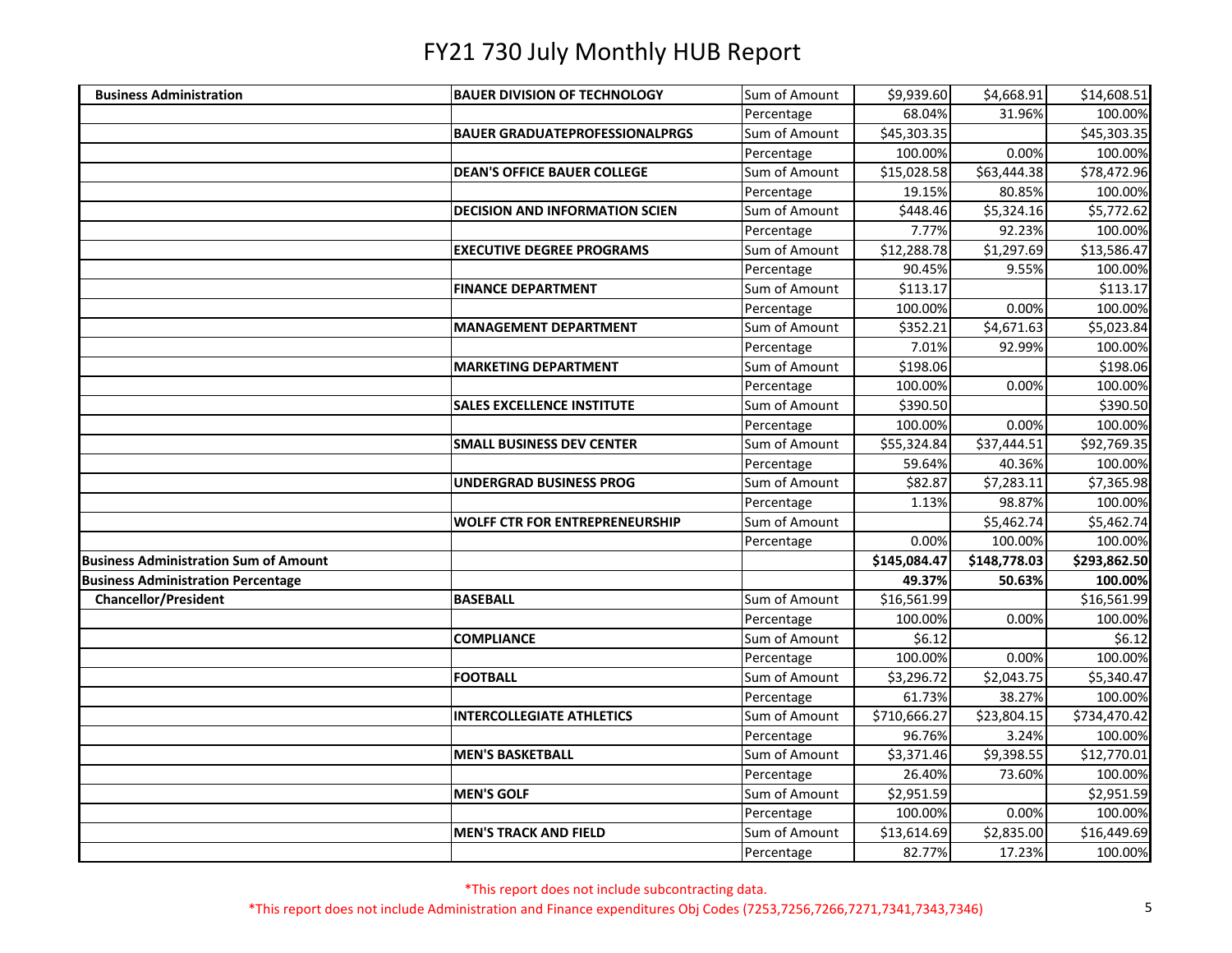# FY21 730 July Monthly HUB Report

| | | | | | |
|---|---|---|---|---|---|
| **Business Administration** | **BAUER DIVISION OF TECHNOLOGY** | Sum of Amount | $9,939.60 | $4,668.91 | $14,608.51 |
| | | Percentage | 68.04% | 31.96% | 100.00% |
| | **BAUER GRADUATEPROFESSIONALPRGS** | Sum of Amount | $45,303.35 | | $45,303.35 |
| | | Percentage | 100.00% | 0.00% | 100.00% |
| | **DEAN'S OFFICE BAUER COLLEGE** | Sum of Amount | $15,028.58 | $63,444.38 | $78,472.96 |
| | | Percentage | 19.15% | 80.85% | 100.00% |
| | **DECISION AND INFORMATION SCIEN** | Sum of Amount | $448.46 | $5,324.16 | $5,772.62 |
| | | Percentage | 7.77% | 92.23% | 100.00% |
| | **EXECUTIVE DEGREE PROGRAMS** | Sum of Amount | $12,288.78 | $1,297.69 | $13,586.47 |
| | | Percentage | 90.45% | 9.55% | 100.00% |
| | **FINANCE DEPARTMENT** | Sum of Amount | $113.17 | | $113.17 |
| | | Percentage | 100.00% | 0.00% | 100.00% |
| | **MANAGEMENT DEPARTMENT** | Sum of Amount | $352.21 | $4,671.63 | $5,023.84 |
| | | Percentage | 7.01% | 92.99% | 100.00% |
| | **MARKETING DEPARTMENT** | Sum of Amount | $198.06 | | $198.06 |
| | | Percentage | 100.00% | 0.00% | 100.00% |
| | **SALES EXCELLENCE INSTITUTE** | Sum of Amount | $390.50 | | $390.50 |
| | | Percentage | 100.00% | 0.00% | 100.00% |
| | **SMALL BUSINESS DEV CENTER** | Sum of Amount | $55,324.84 | $37,444.51 | $92,769.35 |
| | | Percentage | 59.64% | 40.36% | 100.00% |
| | **UNDERGRAD BUSINESS PROG** | Sum of Amount | $82.87 | $7,283.11 | $7,365.98 |
| | | Percentage | 1.13% | 98.87% | 100.00% |
| | **WOLFF CTR FOR ENTREPRENEURSHIP** | Sum of Amount | | $5,462.74 | $5,462.74 |
| | | Percentage | 0.00% | 100.00% | 100.00% |
| **Business Administration Sum of Amount** | | | **$145,084.47** | **$148,778.03** | **$293,862.50** |
| **Business Administration Percentage** | | | **49.37%** | **50.63%** | **100.00%** |
| **Chancellor/President** | **BASEBALL** | Sum of Amount | $16,561.99 | | $16,561.99 |
| | | Percentage | 100.00% | 0.00% | 100.00% |
| | **COMPLIANCE** | Sum of Amount | $6.12 | | $6.12 |
| | | Percentage | 100.00% | 0.00% | 100.00% |
| | **FOOTBALL** | Sum of Amount | $3,296.72 | $2,043.75 | $5,340.47 |
| | | Percentage | 61.73% | 38.27% | 100.00% |
| | **INTERCOLLEGIATE ATHLETICS** | Sum of Amount | $710,666.27 | $23,804.15 | $734,470.42 |
| | | Percentage | 96.76% | 3.24% | 100.00% |
| | **MEN'S BASKETBALL** | Sum of Amount | $3,371.46 | $9,398.55 | $12,770.01 |
| | | Percentage | 26.40% | 73.60% | 100.00% |
| | **MEN'S GOLF** | Sum of Amount | $2,951.59 | | $2,951.59 |
| | | Percentage | 100.00% | 0.00% | 100.00% |
| | **MEN'S TRACK AND FIELD** | Sum of Amount | $13,614.69 | $2,835.00 | $16,449.69 |
| | | Percentage | 82.77% | 17.23% | 100.00% |

*This report does not include subcontracting data.

*This report does not include Administration and Finance expenditures Obj Codes (7253,7256,7266,7271,7341,7343,7346)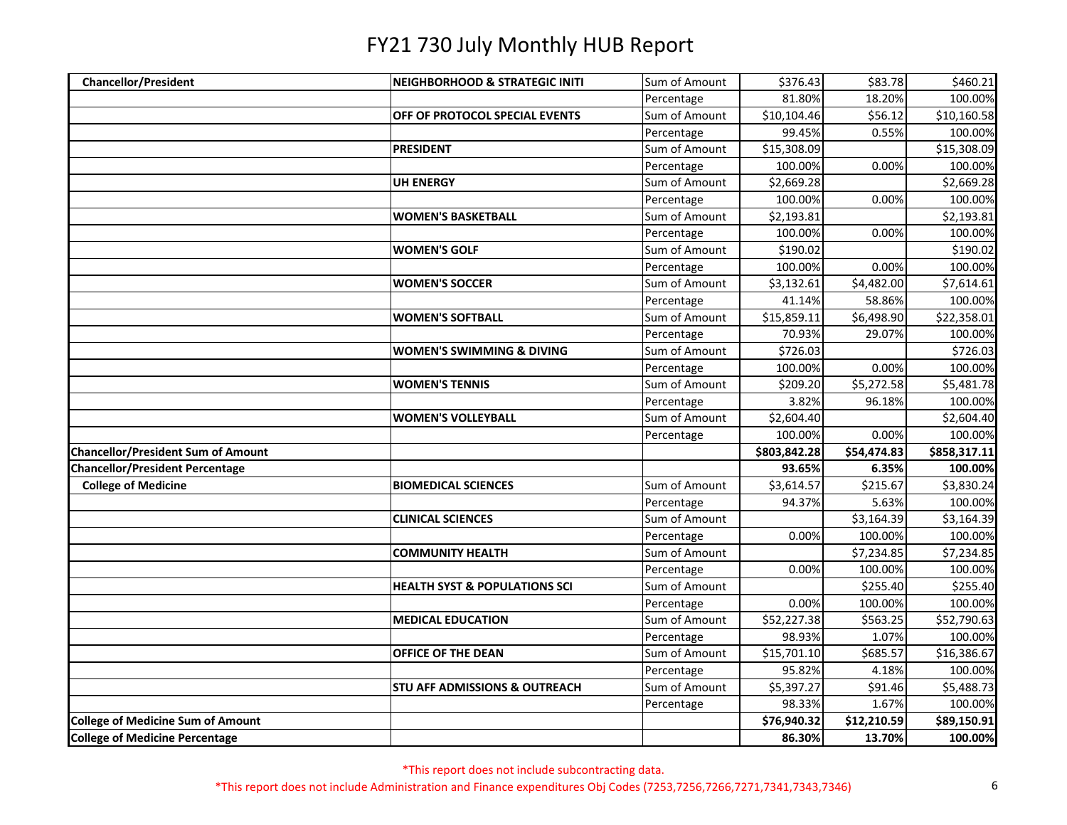# FY21 730 July Monthly HUB Report

| | | | | | |
|---|---|---|---|---|---|
| **Chancellor/President** | **NEIGHBORHOOD & STRATEGIC INITI** | Sum of Amount | $376.43 | $83.78 | $460.21 |
| | | Percentage | 81.80% | 18.20% | 100.00% |
| | **OFF OF PROTOCOL SPECIAL EVENTS** | Sum of Amount | $10,104.46 | $56.12 | $10,160.58 |
| | | Percentage | 99.45% | 0.55% | 100.00% |
| | **PRESIDENT** | Sum of Amount | $15,308.09 | | $15,308.09 |
| | | Percentage | 100.00% | 0.00% | 100.00% |
| | **UH ENERGY** | Sum of Amount | $2,669.28 | | $2,669.28 |
| | | Percentage | 100.00% | 0.00% | 100.00% |
| | **WOMEN'S BASKETBALL** | Sum of Amount | $2,193.81 | | $2,193.81 |
| | | Percentage | 100.00% | 0.00% | 100.00% |
| | **WOMEN'S GOLF** | Sum of Amount | $190.02 | | $190.02 |
| | | Percentage | 100.00% | 0.00% | 100.00% |
| | **WOMEN'S SOCCER** | Sum of Amount | $3,132.61 | $4,482.00 | $7,614.61 |
| | | Percentage | 41.14% | 58.86% | 100.00% |
| | **WOMEN'S SOFTBALL** | Sum of Amount | $15,859.11 | $6,498.90 | $22,358.01 |
| | | Percentage | 70.93% | 29.07% | 100.00% |
| | **WOMEN'S SWIMMING & DIVING** | Sum of Amount | $726.03 | | $726.03 |
| | | Percentage | 100.00% | 0.00% | 100.00% |
| | **WOMEN'S TENNIS** | Sum of Amount | $209.20 | $5,272.58 | $5,481.78 |
| | | Percentage | 3.82% | 96.18% | 100.00% |
| | **WOMEN'S VOLLEYBALL** | Sum of Amount | $2,604.40 | | $2,604.40 |
| | | Percentage | 100.00% | 0.00% | 100.00% |
| **Chancellor/President Sum of Amount** | | | **$803,842.28** | **$54,474.83** | **$858,317.11** |
| **Chancellor/President Percentage** | | | **93.65%** | **6.35%** | **100.00%** |
| **College of Medicine** | **BIOMEDICAL SCIENCES** | Sum of Amount | $3,614.57 | $215.67 | $3,830.24 |
| | | Percentage | 94.37% | 5.63% | 100.00% |
| | **CLINICAL SCIENCES** | Sum of Amount | | $3,164.39 | $3,164.39 |
| | | Percentage | 0.00% | 100.00% | 100.00% |
| | **COMMUNITY HEALTH** | Sum of Amount | | $7,234.85 | $7,234.85 |
| | | Percentage | 0.00% | 100.00% | 100.00% |
| | **HEALTH SYST & POPULATIONS SCI** | Sum of Amount | | $255.40 | $255.40 |
| | | Percentage | 0.00% | 100.00% | 100.00% |
| | **MEDICAL EDUCATION** | Sum of Amount | $52,227.38 | $563.25 | $52,790.63 |
| | | Percentage | 98.93% | 1.07% | 100.00% |
| | **OFFICE OF THE DEAN** | Sum of Amount | $15,701.10 | $685.57 | $16,386.67 |
| | | Percentage | 95.82% | 4.18% | 100.00% |
| | **STU AFF ADMISSIONS & OUTREACH** | Sum of Amount | $5,397.27 | $91.46 | $5,488.73 |
| | | Percentage | 98.33% | 1.67% | 100.00% |
| **College of Medicine Sum of Amount** | | | **$76,940.32** | **$12,210.59** | **$89,150.91** |
| **College of Medicine Percentage** | | | **86.30%** | **13.70%** | **100.00%** |

*This report does not include subcontracting data.

*This report does not include Administration and Finance expenditures Obj Codes (7253,7256,7266,7271,7341,7343,7346)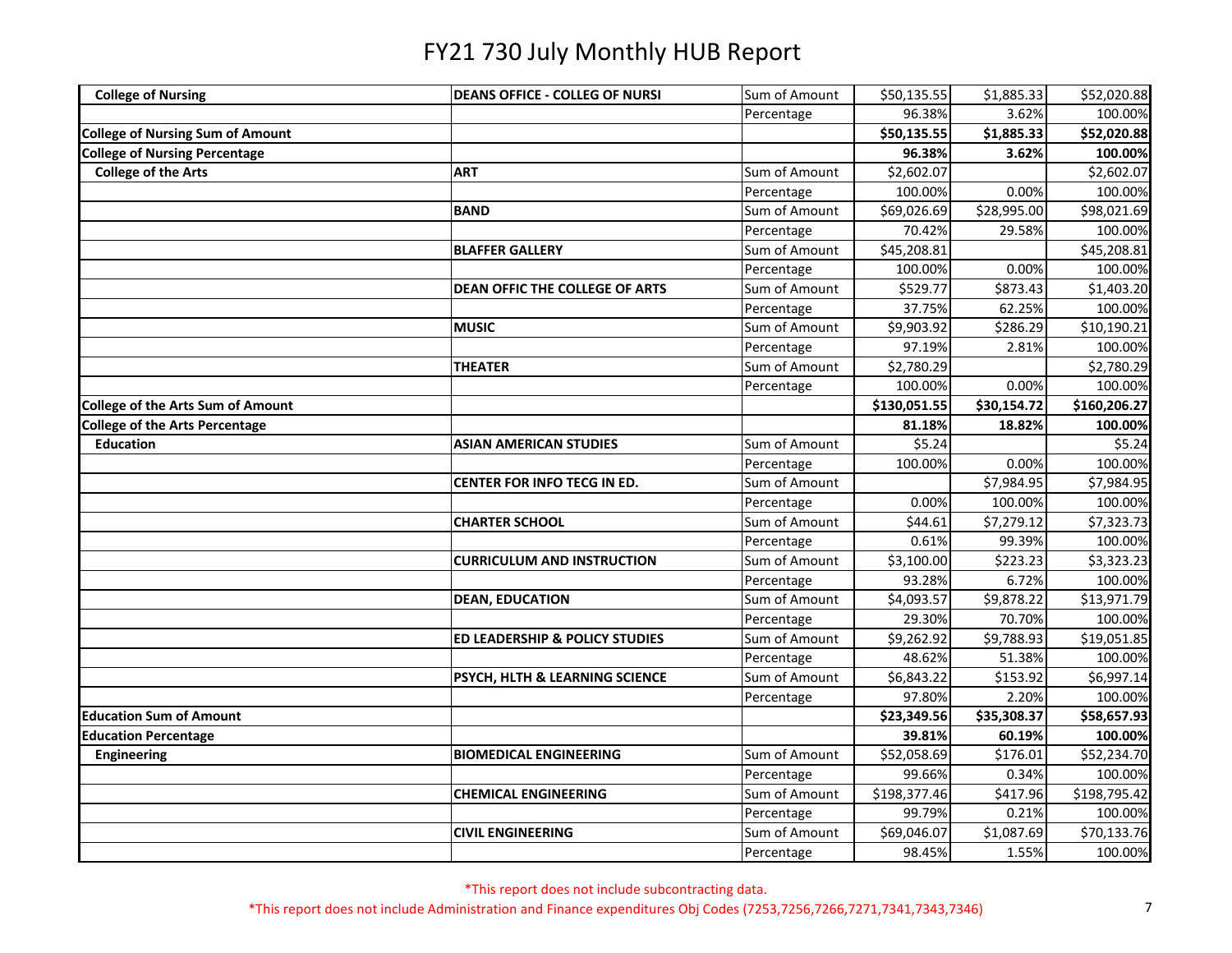# FY21 730 July Monthly HUB Report

| | | | | | |
|---|---|---|---|---|---|
| **College of Nursing** | **DEANS OFFICE - COLLEG OF NURSI** | Sum of Amount | $50,135.55 | $1,885.33 | $52,020.88 |
| | | Percentage | 96.38% | 3.62% | 100.00% |
| **College of Nursing Sum of Amount** | | | **$50,135.55** | **$1,885.33** | **$52,020.88** |
| **College of Nursing Percentage** | | | **96.38%** | **3.62%** | **100.00%** |
| **College of the Arts** | **ART** | Sum of Amount | $2,602.07 | | $2,602.07 |
| | | Percentage | 100.00% | 0.00% | 100.00% |
| | **BAND** | Sum of Amount | $69,026.69 | $28,995.00 | $98,021.69 |
| | | Percentage | 70.42% | 29.58% | 100.00% |
| | **BLAFFER GALLERY** | Sum of Amount | $45,208.81 | | $45,208.81 |
| | | Percentage | 100.00% | 0.00% | 100.00% |
| | **DEAN OFFIC THE COLLEGE OF ARTS** | Sum of Amount | $529.77 | $873.43 | $1,403.20 |
| | | Percentage | 37.75% | 62.25% | 100.00% |
| | **MUSIC** | Sum of Amount | $9,903.92 | $286.29 | $10,190.21 |
| | | Percentage | 97.19% | 2.81% | 100.00% |
| | **THEATER** | Sum of Amount | $2,780.29 | | $2,780.29 |
| | | Percentage | 100.00% | 0.00% | 100.00% |
| **College of the Arts Sum of Amount** | | | **$130,051.55** | **$30,154.72** | **$160,206.27** |
| **College of the Arts Percentage** | | | **81.18%** | **18.82%** | **100.00%** |
| **Education** | **ASIAN AMERICAN STUDIES** | Sum of Amount | $5.24 | | $5.24 |
| | | Percentage | 100.00% | 0.00% | 100.00% |
| | **CENTER FOR INFO TECG IN ED.** | Sum of Amount | | $7,984.95 | $7,984.95 |
| | | Percentage | 0.00% | 100.00% | 100.00% |
| | **CHARTER SCHOOL** | Sum of Amount | $44.61 | $7,279.12 | $7,323.73 |
| | | Percentage | 0.61% | 99.39% | 100.00% |
| | **CURRICULUM AND INSTRUCTION** | Sum of Amount | $3,100.00 | $223.23 | $3,323.23 |
| | | Percentage | 93.28% | 6.72% | 100.00% |
| | **DEAN, EDUCATION** | Sum of Amount | $4,093.57 | $9,878.22 | $13,971.79 |
| | | Percentage | 29.30% | 70.70% | 100.00% |
| | **ED LEADERSHIP & POLICY STUDIES** | Sum of Amount | $9,262.92 | $9,788.93 | $19,051.85 |
| | | Percentage | 48.62% | 51.38% | 100.00% |
| | **PSYCH, HLTH & LEARNING SCIENCE** | Sum of Amount | $6,843.22 | $153.92 | $6,997.14 |
| | | Percentage | 97.80% | 2.20% | 100.00% |
| **Education Sum of Amount** | | | **$23,349.56** | **$35,308.37** | **$58,657.93** |
| **Education Percentage** | | | **39.81%** | **60.19%** | **100.00%** |
| **Engineering** | **BIOMEDICAL ENGINEERING** | Sum of Amount | $52,058.69 | $176.01 | $52,234.70 |
| | | Percentage | 99.66% | 0.34% | 100.00% |
| | **CHEMICAL ENGINEERING** | Sum of Amount | $198,377.46 | $417.96 | $198,795.42 |
| | | Percentage | 99.79% | 0.21% | 100.00% |
| | **CIVIL ENGINEERING** | Sum of Amount | $69,046.07 | $1,087.69 | $70,133.76 |
| | | Percentage | 98.45% | 1.55% | 100.00% |

*This report does not include subcontracting data.

*This report does not include Administration and Finance expenditures Obj Codes (7253,7256,7266,7271,7341,7343,7346)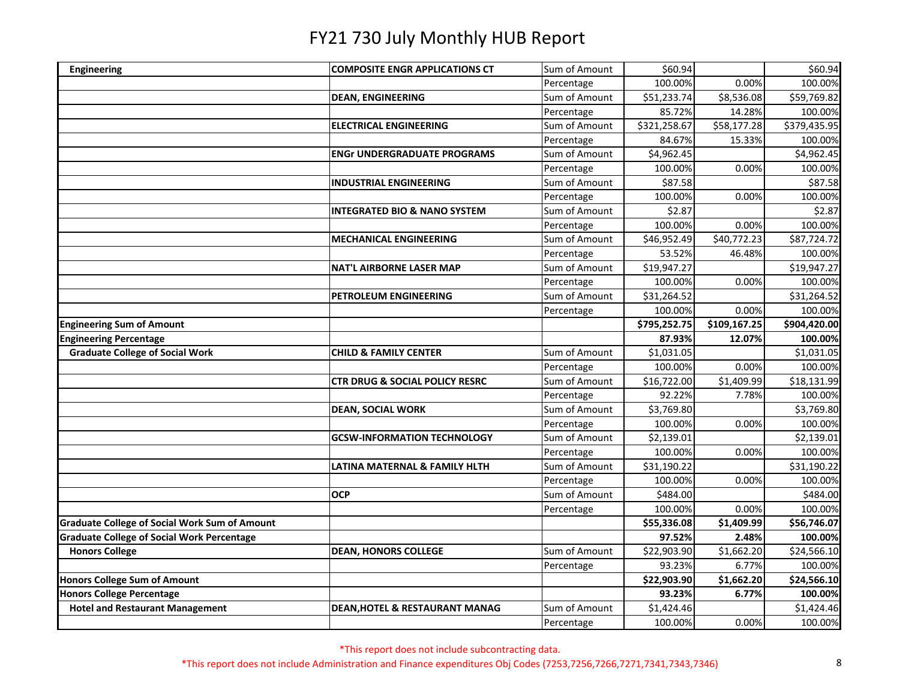# FY21 730 July Monthly HUB Report

| | | | | | |
|---|---|---|---|---|---|
| **Engineering** | **COMPOSITE ENGR APPLICATIONS CT** | Sum of Amount | $60.94 | | $60.94 |
| | | Percentage | 100.00% | 0.00% | 100.00% |
| | **DEAN, ENGINEERING** | Sum of Amount | $51,233.74 | $8,536.08 | $59,769.82 |
| | | Percentage | 85.72% | 14.28% | 100.00% |
| | **ELECTRICAL ENGINEERING** | Sum of Amount | $321,258.67 | $58,177.28 | $379,435.95 |
| | | Percentage | 84.67% | 15.33% | 100.00% |
| | **ENGr UNDERGRADUATE PROGRAMS** | Sum of Amount | $4,962.45 | | $4,962.45 |
| | | Percentage | 100.00% | 0.00% | 100.00% |
| | **INDUSTRIAL ENGINEERING** | Sum of Amount | $87.58 | | $87.58 |
| | | Percentage | 100.00% | 0.00% | 100.00% |
| | **INTEGRATED BIO & NANO SYSTEM** | Sum of Amount | $2.87 | | $2.87 |
| | | Percentage | 100.00% | 0.00% | 100.00% |
| | **MECHANICAL ENGINEERING** | Sum of Amount | $46,952.49 | $40,772.23 | $87,724.72 |
| | | Percentage | 53.52% | 46.48% | 100.00% |
| | **NAT'L AIRBORNE LASER MAP** | Sum of Amount | $19,947.27 | | $19,947.27 |
| | | Percentage | 100.00% | 0.00% | 100.00% |
| | **PETROLEUM ENGINEERING** | Sum of Amount | $31,264.52 | | $31,264.52 |
| | | Percentage | 100.00% | 0.00% | 100.00% |
| **Engineering Sum of Amount** | | | **$795,252.75** | **$109,167.25** | **$904,420.00** |
| **Engineering Percentage** | | | **87.93%** | **12.07%** | **100.00%** |
| **Graduate College of Social Work** | **CHILD & FAMILY CENTER** | Sum of Amount | $1,031.05 | | $1,031.05 |
| | | Percentage | 100.00% | 0.00% | 100.00% |
| | **CTR DRUG & SOCIAL POLICY RESRC** | Sum of Amount | $16,722.00 | $1,409.99 | $18,131.99 |
| | | Percentage | 92.22% | 7.78% | 100.00% |
| | **DEAN, SOCIAL WORK** | Sum of Amount | $3,769.80 | | $3,769.80 |
| | | Percentage | 100.00% | 0.00% | 100.00% |
| | **GCSW-INFORMATION TECHNOLOGY** | Sum of Amount | $2,139.01 | | $2,139.01 |
| | | Percentage | 100.00% | 0.00% | 100.00% |
| | **LATINA MATERNAL & FAMILY HLTH** | Sum of Amount | $31,190.22 | | $31,190.22 |
| | | Percentage | 100.00% | 0.00% | 100.00% |
| | **OCP** | Sum of Amount | $484.00 | | $484.00 |
| | | Percentage | 100.00% | 0.00% | 100.00% |
| **Graduate College of Social Work Sum of Amount** | | | **$55,336.08** | **$1,409.99** | **$56,746.07** |
| **Graduate College of Social Work Percentage** | | | **97.52%** | **2.48%** | **100.00%** |
| **Honors College** | **DEAN, HONORS COLLEGE** | Sum of Amount | $22,903.90 | $1,662.20 | $24,566.10 |
| | | Percentage | 93.23% | 6.77% | 100.00% |
| **Honors College Sum of Amount** | | | **$22,903.90** | **$1,662.20** | **$24,566.10** |
| **Honors College Percentage** | | | **93.23%** | **6.77%** | **100.00%** |
| **Hotel and Restaurant Management** | **DEAN,HOTEL & RESTAURANT MANAG** | Sum of Amount | $1,424.46 | | $1,424.46 |
| | | Percentage | 100.00% | 0.00% | 100.00% |

*This report does not include subcontracting data.

*This report does not include Administration and Finance expenditures Obj Codes (7253,7256,7266,7271,7341,7343,7346)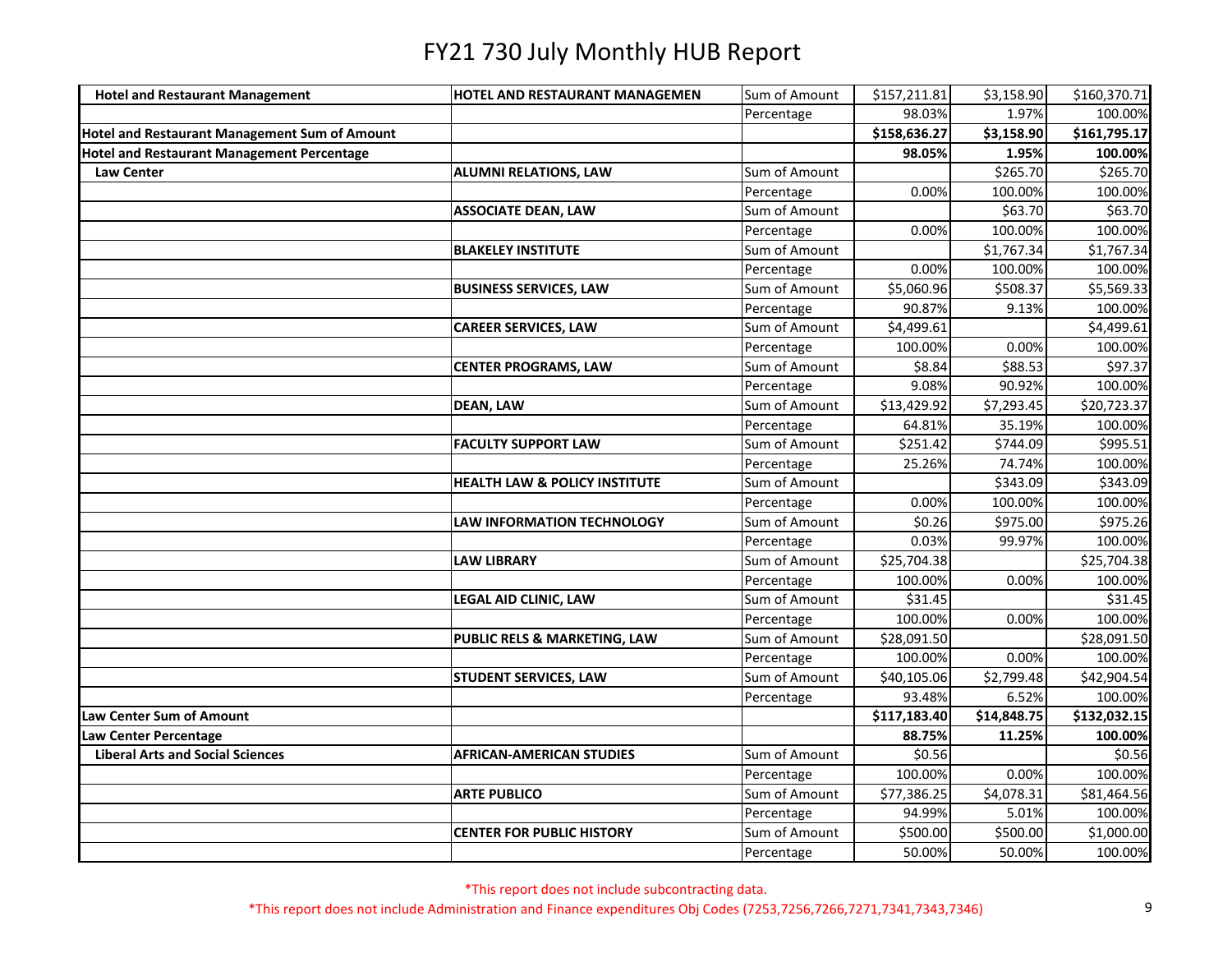# FY21 730 July Monthly HUB Report

| | | | | | |
|---|---|---|---|---|---|
| **Hotel and Restaurant Management** | **HOTEL AND RESTAURANT MANAGEMEN** | Sum of Amount | $157,211.81 | $3,158.90 | $160,370.71 |
| | | Percentage | 98.03% | 1.97% | 100.00% |
| **Hotel and Restaurant Management Sum of Amount** | | | **$158,636.27** | **$3,158.90** | **$161,795.17** |
| **Hotel and Restaurant Management Percentage** | | | **98.05%** | **1.95%** | **100.00%** |
| **Law Center** | **ALUMNI RELATIONS, LAW** | Sum of Amount | | $265.70 | $265.70 |
| | | Percentage | 0.00% | 100.00% | 100.00% |
| | **ASSOCIATE DEAN, LAW** | Sum of Amount | | $63.70 | $63.70 |
| | | Percentage | 0.00% | 100.00% | 100.00% |
| | **BLAKELEY INSTITUTE** | Sum of Amount | | $1,767.34 | $1,767.34 |
| | | Percentage | 0.00% | 100.00% | 100.00% |
| | **BUSINESS SERVICES, LAW** | Sum of Amount | $5,060.96 | $508.37 | $5,569.33 |
| | | Percentage | 90.87% | 9.13% | 100.00% |
| | **CAREER SERVICES, LAW** | Sum of Amount | $4,499.61 | | $4,499.61 |
| | | Percentage | 100.00% | 0.00% | 100.00% |
| | **CENTER PROGRAMS, LAW** | Sum of Amount | $8.84 | $88.53 | $97.37 |
| | | Percentage | 9.08% | 90.92% | 100.00% |
| | **DEAN, LAW** | Sum of Amount | $13,429.92 | $7,293.45 | $20,723.37 |
| | | Percentage | 64.81% | 35.19% | 100.00% |
| | **FACULTY SUPPORT LAW** | Sum of Amount | $251.42 | $744.09 | $995.51 |
| | | Percentage | 25.26% | 74.74% | 100.00% |
| | **HEALTH LAW & POLICY INSTITUTE** | Sum of Amount | | $343.09 | $343.09 |
| | | Percentage | 0.00% | 100.00% | 100.00% |
| | **LAW INFORMATION TECHNOLOGY** | Sum of Amount | $0.26 | $975.00 | $975.26 |
| | | Percentage | 0.03% | 99.97% | 100.00% |
| | **LAW LIBRARY** | Sum of Amount | $25,704.38 | | $25,704.38 |
| | | Percentage | 100.00% | 0.00% | 100.00% |
| | **LEGAL AID CLINIC, LAW** | Sum of Amount | $31.45 | | $31.45 |
| | | Percentage | 100.00% | 0.00% | 100.00% |
| | **PUBLIC RELS & MARKETING, LAW** | Sum of Amount | $28,091.50 | | $28,091.50 |
| | | Percentage | 100.00% | 0.00% | 100.00% |
| | **STUDENT SERVICES, LAW** | Sum of Amount | $40,105.06 | $2,799.48 | $42,904.54 |
| | | Percentage | 93.48% | 6.52% | 100.00% |
| **Law Center Sum of Amount** | | | **$117,183.40** | **$14,848.75** | **$132,032.15** |
| **Law Center Percentage** | | | **88.75%** | **11.25%** | **100.00%** |
| **Liberal Arts and Social Sciences** | **AFRICAN-AMERICAN STUDIES** | Sum of Amount | $0.56 | | $0.56 |
| | | Percentage | 100.00% | 0.00% | 100.00% |
| | **ARTE PUBLICO** | Sum of Amount | $77,386.25 | $4,078.31 | $81,464.56 |
| | | Percentage | 94.99% | 5.01% | 100.00% |
| | **CENTER FOR PUBLIC HISTORY** | Sum of Amount | $500.00 | $500.00 | $1,000.00 |
| | | Percentage | 50.00% | 50.00% | 100.00% |

*This report does not include subcontracting data.

*This report does not include Administration and Finance expenditures Obj Codes (7253,7256,7266,7271,7341,7343,7346)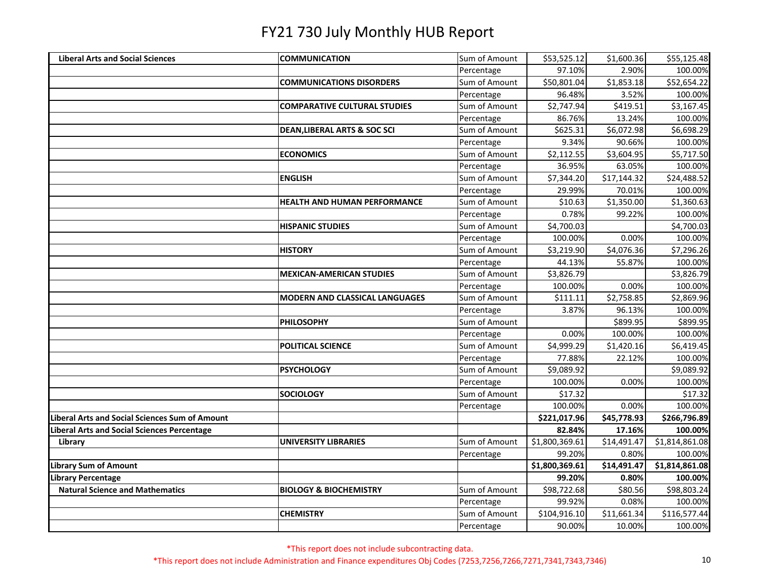# FY21 730 July Monthly HUB Report

| | | | | | |
|---|---|---|---|---|---|
| **Liberal Arts and Social Sciences** | **COMMUNICATION** | Sum of Amount | $53,525.12 | $1,600.36 | $55,125.48 |
| | | Percentage | 97.10% | 2.90% | 100.00% |
| | **COMMUNICATIONS DISORDERS** | Sum of Amount | $50,801.04 | $1,853.18 | $52,654.22 |
| | | Percentage | 96.48% | 3.52% | 100.00% |
| | **COMPARATIVE CULTURAL STUDIES** | Sum of Amount | $2,747.94 | $419.51 | $3,167.45 |
| | | Percentage | 86.76% | 13.24% | 100.00% |
| | **DEAN,LIBERAL ARTS & SOC SCI** | Sum of Amount | $625.31 | $6,072.98 | $6,698.29 |
| | | Percentage | 9.34% | 90.66% | 100.00% |
| | **ECONOMICS** | Sum of Amount | $2,112.55 | $3,604.95 | $5,717.50 |
| | | Percentage | 36.95% | 63.05% | 100.00% |
| | **ENGLISH** | Sum of Amount | $7,344.20 | $17,144.32 | $24,488.52 |
| | | Percentage | 29.99% | 70.01% | 100.00% |
| | **HEALTH AND HUMAN PERFORMANCE** | Sum of Amount | $10.63 | $1,350.00 | $1,360.63 |
| | | Percentage | 0.78% | 99.22% | 100.00% |
| | **HISPANIC STUDIES** | Sum of Amount | $4,700.03 | | $4,700.03 |
| | | Percentage | 100.00% | 0.00% | 100.00% |
| | **HISTORY** | Sum of Amount | $3,219.90 | $4,076.36 | $7,296.26 |
| | | Percentage | 44.13% | 55.87% | 100.00% |
| | **MEXICAN-AMERICAN STUDIES** | Sum of Amount | $3,826.79 | | $3,826.79 |
| | | Percentage | 100.00% | 0.00% | 100.00% |
| | **MODERN AND CLASSICAL LANGUAGES** | Sum of Amount | $111.11 | $2,758.85 | $2,869.96 |
| | | Percentage | 3.87% | 96.13% | 100.00% |
| | **PHILOSOPHY** | Sum of Amount | | $899.95 | $899.95 |
| | | Percentage | 0.00% | 100.00% | 100.00% |
| | **POLITICAL SCIENCE** | Sum of Amount | $4,999.29 | $1,420.16 | $6,419.45 |
| | | Percentage | 77.88% | 22.12% | 100.00% |
| | **PSYCHOLOGY** | Sum of Amount | $9,089.92 | | $9,089.92 |
| | | Percentage | 100.00% | 0.00% | 100.00% |
| | **SOCIOLOGY** | Sum of Amount | $17.32 | | $17.32 |
| | | Percentage | 100.00% | 0.00% | 100.00% |
| **Liberal Arts and Social Sciences Sum of Amount** | | | **$221,017.96** | **$45,778.93** | **$266,796.89** |
| **Liberal Arts and Social Sciences Percentage** | | | **82.84%** | **17.16%** | **100.00%** |
| **Library** | **UNIVERSITY LIBRARIES** | Sum of Amount | $1,800,369.61 | $14,491.47 | $1,814,861.08 |
| | | Percentage | 99.20% | 0.80% | 100.00% |
| **Library Sum of Amount** | | | **$1,800,369.61** | **$14,491.47** | **$1,814,861.08** |
| **Library Percentage** | | | **99.20%** | **0.80%** | **100.00%** |
| **Natural Science and Mathematics** | **BIOLOGY & BIOCHEMISTRY** | Sum of Amount | $98,722.68 | $80.56 | $98,803.24 |
| | | Percentage | 99.92% | 0.08% | 100.00% |
| | **CHEMISTRY** | Sum of Amount | $104,916.10 | $11,661.34 | $116,577.44 |
| | | Percentage | 90.00% | 10.00% | 100.00% |

*This report does not include subcontracting data.

*This report does not include Administration and Finance expenditures Obj Codes (7253,7256,7266,7271,7341,7343,7346)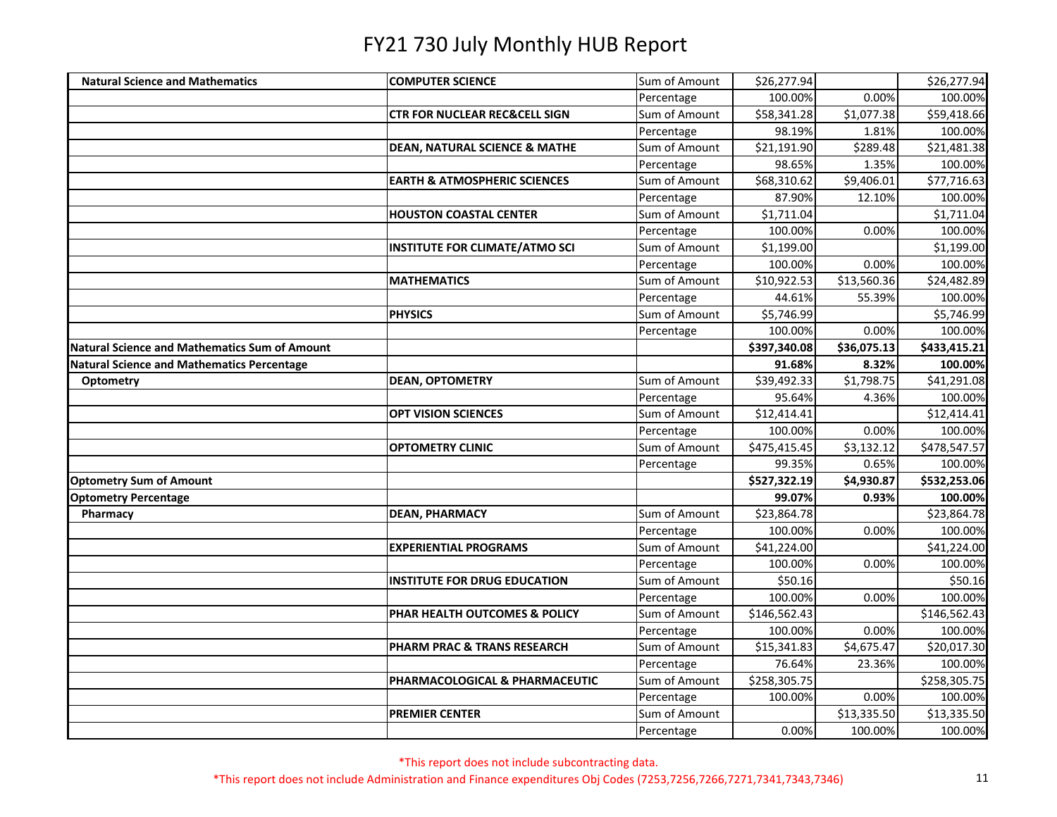# FY21 730 July Monthly HUB Report

| | | | | | |
|---|---|---|---|---|---|
| **Natural Science and Mathematics** | **COMPUTER SCIENCE** | Sum of Amount | $26,277.94 | | $26,277.94 |
| | | Percentage | 100.00% | 0.00% | 100.00% |
| | **CTR FOR NUCLEAR REC&CELL SIGN** | Sum of Amount | $58,341.28 | $1,077.38 | $59,418.66 |
| | | Percentage | 98.19% | 1.81% | 100.00% |
| | **DEAN, NATURAL SCIENCE & MATHE** | Sum of Amount | $21,191.90 | $289.48 | $21,481.38 |
| | | Percentage | 98.65% | 1.35% | 100.00% |
| | **EARTH & ATMOSPHERIC SCIENCES** | Sum of Amount | $68,310.62 | $9,406.01 | $77,716.63 |
| | | Percentage | 87.90% | 12.10% | 100.00% |
| | **HOUSTON COASTAL CENTER** | Sum of Amount | $1,711.04 | | $1,711.04 |
| | | Percentage | 100.00% | 0.00% | 100.00% |
| | **INSTITUTE FOR CLIMATE/ATMO SCI** | Sum of Amount | $1,199.00 | | $1,199.00 |
| | | Percentage | 100.00% | 0.00% | 100.00% |
| | **MATHEMATICS** | Sum of Amount | $10,922.53 | $13,560.36 | $24,482.89 |
| | | Percentage | 44.61% | 55.39% | 100.00% |
| | **PHYSICS** | Sum of Amount | $5,746.99 | | $5,746.99 |
| | | Percentage | 100.00% | 0.00% | 100.00% |
| **Natural Science and Mathematics Sum of Amount** | | | **$397,340.08** | **$36,075.13** | **$433,415.21** |
| **Natural Science and Mathematics Percentage** | | | **91.68%** | **8.32%** | **100.00%** |
| **Optometry** | **DEAN, OPTOMETRY** | Sum of Amount | $39,492.33 | $1,798.75 | $41,291.08 |
| | | Percentage | 95.64% | 4.36% | 100.00% |
| | **OPT VISION SCIENCES** | Sum of Amount | $12,414.41 | | $12,414.41 |
| | | Percentage | 100.00% | 0.00% | 100.00% |
| | **OPTOMETRY CLINIC** | Sum of Amount | $475,415.45 | $3,132.12 | $478,547.57 |
| | | Percentage | 99.35% | 0.65% | 100.00% |
| **Optometry Sum of Amount** | | | **$527,322.19** | **$4,930.87** | **$532,253.06** |
| **Optometry Percentage** | | | **99.07%** | **0.93%** | **100.00%** |
| **Pharmacy** | **DEAN, PHARMACY** | Sum of Amount | $23,864.78 | | $23,864.78 |
| | | Percentage | 100.00% | 0.00% | 100.00% |
| | **EXPERIENTIAL PROGRAMS** | Sum of Amount | $41,224.00 | | $41,224.00 |
| | | Percentage | 100.00% | 0.00% | 100.00% |
| | **INSTITUTE FOR DRUG EDUCATION** | Sum of Amount | $50.16 | | $50.16 |
| | | Percentage | 100.00% | 0.00% | 100.00% |
| | **PHAR HEALTH OUTCOMES & POLICY** | Sum of Amount | $146,562.43 | | $146,562.43 |
| | | Percentage | 100.00% | 0.00% | 100.00% |
| | **PHARM PRAC & TRANS RESEARCH** | Sum of Amount | $15,341.83 | $4,675.47 | $20,017.30 |
| | | Percentage | 76.64% | 23.36% | 100.00% |
| | **PHARMACOLOGICAL & PHARMACEUTIC** | Sum of Amount | $258,305.75 | | $258,305.75 |
| | | Percentage | 100.00% | 0.00% | 100.00% |
| | **PREMIER CENTER** | Sum of Amount | | $13,335.50 | $13,335.50 |
| | | Percentage | 0.00% | 100.00% | 100.00% |

*This report does not include subcontracting data.

*This report does not include Administration and Finance expenditures Obj Codes (7253,7256,7266,7271,7341,7343,7346)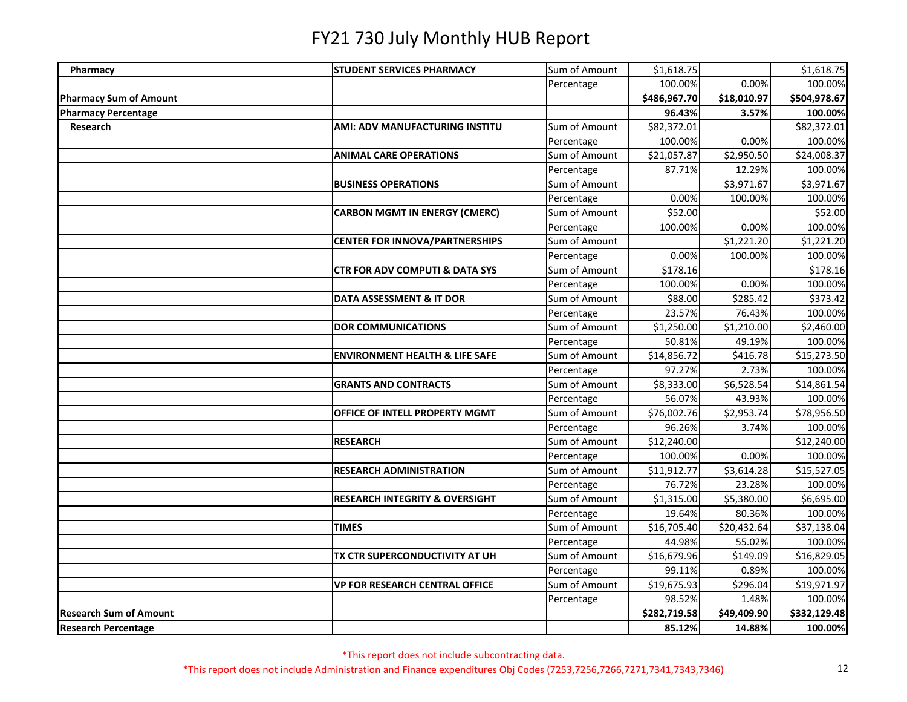# FY21 730 July Monthly HUB Report

| | | | | | |
|---|---|---|---|---|---|
| **Pharmacy** | **STUDENT SERVICES PHARMACY** | Sum of Amount | $1,618.75 | | $1,618.75 |
| | | Percentage | 100.00% | 0.00% | 100.00% |
| **Pharmacy Sum of Amount** | | | **$486,967.70** | **$18,010.97** | **$504,978.67** |
| **Pharmacy Percentage** | | | **96.43%** | **3.57%** | **100.00%** |
| **Research** | **AMI: ADV MANUFACTURING INSTITU** | Sum of Amount | $82,372.01 | | $82,372.01 |
| | | Percentage | 100.00% | 0.00% | 100.00% |
| | **ANIMAL CARE OPERATIONS** | Sum of Amount | $21,057.87 | $2,950.50 | $24,008.37 |
| | | Percentage | 87.71% | 12.29% | 100.00% |
| | **BUSINESS OPERATIONS** | Sum of Amount | | $3,971.67 | $3,971.67 |
| | | Percentage | 0.00% | 100.00% | 100.00% |
| | **CARBON MGMT IN ENERGY (CMERC)** | Sum of Amount | $52.00 | | $52.00 |
| | | Percentage | 100.00% | 0.00% | 100.00% |
| | **CENTER FOR INNOVA/PARTNERSHIPS** | Sum of Amount | | $1,221.20 | $1,221.20 |
| | | Percentage | 0.00% | 100.00% | 100.00% |
| | **CTR FOR ADV COMPUTI & DATA SYS** | Sum of Amount | $178.16 | | $178.16 |
| | | Percentage | 100.00% | 0.00% | 100.00% |
| | **DATA ASSESSMENT & IT DOR** | Sum of Amount | $88.00 | $285.42 | $373.42 |
| | | Percentage | 23.57% | 76.43% | 100.00% |
| | **DOR COMMUNICATIONS** | Sum of Amount | $1,250.00 | $1,210.00 | $2,460.00 |
| | | Percentage | 50.81% | 49.19% | 100.00% |
| | **ENVIRONMENT HEALTH & LIFE SAFE** | Sum of Amount | $14,856.72 | $416.78 | $15,273.50 |
| | | Percentage | 97.27% | 2.73% | 100.00% |
| | **GRANTS AND CONTRACTS** | Sum of Amount | $8,333.00 | $6,528.54 | $14,861.54 |
| | | Percentage | 56.07% | 43.93% | 100.00% |
| | **OFFICE OF INTELL PROPERTY MGMT** | Sum of Amount | $76,002.76 | $2,953.74 | $78,956.50 |
| | | Percentage | 96.26% | 3.74% | 100.00% |
| | **RESEARCH** | Sum of Amount | $12,240.00 | | $12,240.00 |
| | | Percentage | 100.00% | 0.00% | 100.00% |
| | **RESEARCH ADMINISTRATION** | Sum of Amount | $11,912.77 | $3,614.28 | $15,527.05 |
| | | Percentage | 76.72% | 23.28% | 100.00% |
| | **RESEARCH INTEGRITY & OVERSIGHT** | Sum of Amount | $1,315.00 | $5,380.00 | $6,695.00 |
| | | Percentage | 19.64% | 80.36% | 100.00% |
| | **TIMES** | Sum of Amount | $16,705.40 | $20,432.64 | $37,138.04 |
| | | Percentage | 44.98% | 55.02% | 100.00% |
| | **TX CTR SUPERCONDUCTIVITY AT UH** | Sum of Amount | $16,679.96 | $149.09 | $16,829.05 |
| | | Percentage | 99.11% | 0.89% | 100.00% |
| | **VP FOR RESEARCH CENTRAL OFFICE** | Sum of Amount | $19,675.93 | $296.04 | $19,971.97 |
| | | Percentage | 98.52% | 1.48% | 100.00% |
| **Research Sum of Amount** | | | **$282,719.58** | **$49,409.90** | **$332,129.48** |
| **Research Percentage** | | | **85.12%** | **14.88%** | **100.00%** |

*This report does not include subcontracting data.

*This report does not include Administration and Finance expenditures Obj Codes (7253,7256,7266,7271,7341,7343,7346)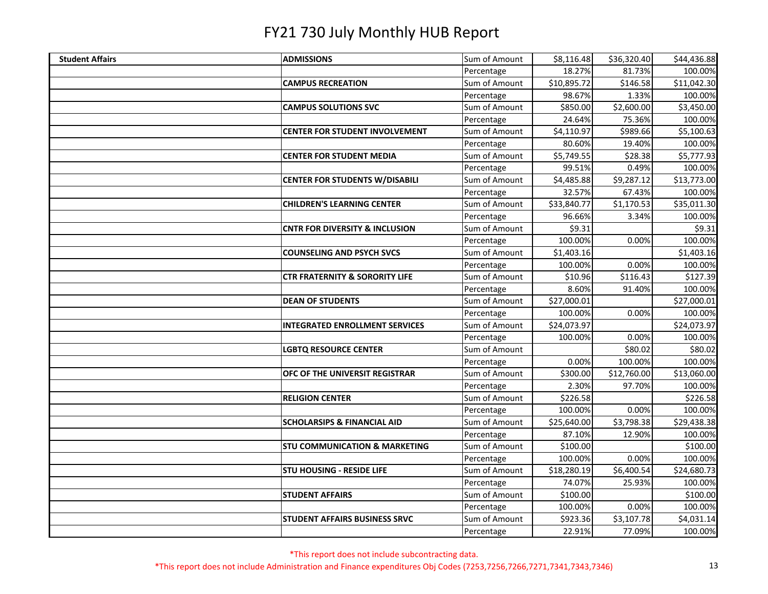# FY21 730 July Monthly HUB Report

| | | | | | |
|---|---|---|---|---|---|
| **Student Affairs** | **ADMISSIONS** | Sum of Amount | $8,116.48 | $36,320.40 | $44,436.88 |
| | | Percentage | 18.27% | 81.73% | 100.00% |
| | **CAMPUS RECREATION** | Sum of Amount | $10,895.72 | $146.58 | $11,042.30 |
| | | Percentage | 98.67% | 1.33% | 100.00% |
| | **CAMPUS SOLUTIONS SVC** | Sum of Amount | $850.00 | $2,600.00 | $3,450.00 |
| | | Percentage | 24.64% | 75.36% | 100.00% |
| | **CENTER FOR STUDENT INVOLVEMENT** | Sum of Amount | $4,110.97 | $989.66 | $5,100.63 |
| | | Percentage | 80.60% | 19.40% | 100.00% |
| | **CENTER FOR STUDENT MEDIA** | Sum of Amount | $5,749.55 | $28.38 | $5,777.93 |
| | | Percentage | 99.51% | 0.49% | 100.00% |
| | **CENTER FOR STUDENTS W/DISABILI** | Sum of Amount | $4,485.88 | $9,287.12 | $13,773.00 |
| | | Percentage | 32.57% | 67.43% | 100.00% |
| | **CHILDREN'S LEARNING CENTER** | Sum of Amount | $33,840.77 | $1,170.53 | $35,011.30 |
| | | Percentage | 96.66% | 3.34% | 100.00% |
| | **CNTR FOR DIVERSITY & INCLUSION** | Sum of Amount | $9.31 | | $9.31 |
| | | Percentage | 100.00% | 0.00% | 100.00% |
| | **COUNSELING AND PSYCH SVCS** | Sum of Amount | $1,403.16 | | $1,403.16 |
| | | Percentage | 100.00% | 0.00% | 100.00% |
| | **CTR FRATERNITY & SORORITY LIFE** | Sum of Amount | $10.96 | $116.43 | $127.39 |
| | | Percentage | 8.60% | 91.40% | 100.00% |
| | **DEAN OF STUDENTS** | Sum of Amount | $27,000.01 | | $27,000.01 |
| | | Percentage | 100.00% | 0.00% | 100.00% |
| | **INTEGRATED ENROLLMENT SERVICES** | Sum of Amount | $24,073.97 | | $24,073.97 |
| | | Percentage | 100.00% | 0.00% | 100.00% |
| | **LGBTQ RESOURCE CENTER** | Sum of Amount | | $80.02 | $80.02 |
| | | Percentage | 0.00% | 100.00% | 100.00% |
| | **OFC OF THE UNIVERSIT REGISTRAR** | Sum of Amount | $300.00 | $12,760.00 | $13,060.00 |
| | | Percentage | 2.30% | 97.70% | 100.00% |
| | **RELIGION CENTER** | Sum of Amount | $226.58 | | $226.58 |
| | | Percentage | 100.00% | 0.00% | 100.00% |
| | **SCHOLARSIPS & FINANCIAL AID** | Sum of Amount | $25,640.00 | $3,798.38 | $29,438.38 |
| | | Percentage | 87.10% | 12.90% | 100.00% |
| | **STU COMMUNICATION & MARKETING** | Sum of Amount | $100.00 | | $100.00 |
| | | Percentage | 100.00% | 0.00% | 100.00% |
| | **STU HOUSING - RESIDE LIFE** | Sum of Amount | $18,280.19 | $6,400.54 | $24,680.73 |
| | | Percentage | 74.07% | 25.93% | 100.00% |
| | **STUDENT AFFAIRS** | Sum of Amount | $100.00 | | $100.00 |
| | | Percentage | 100.00% | 0.00% | 100.00% |
| | **STUDENT AFFAIRS BUSINESS SRVC** | Sum of Amount | $923.36 | $3,107.78 | $4,031.14 |
| | | Percentage | 22.91% | 77.09% | 100.00% |

*This report does not include subcontracting data.

*This report does not include Administration and Finance expenditures Obj Codes (7253,7256,7266,7271,7341,7343,7346)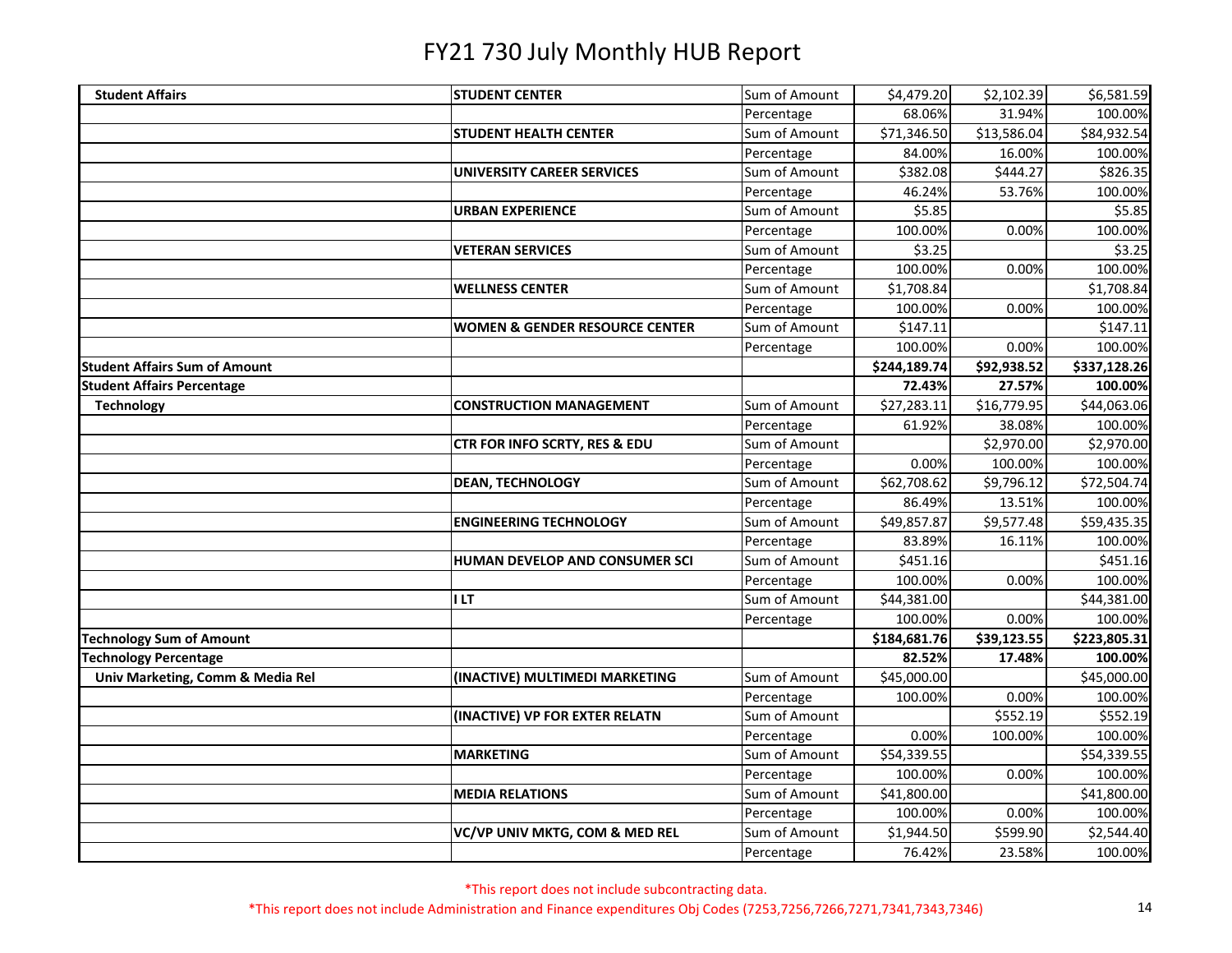# FY21 730 July Monthly HUB Report

| | | | | | |
|---|---|---|---|---|---|
| **Student Affairs** | **STUDENT CENTER** | Sum of Amount | $4,479.20 | $2,102.39 | $6,581.59 |
| | | Percentage | 68.06% | 31.94% | 100.00% |
| | **STUDENT HEALTH CENTER** | Sum of Amount | $71,346.50 | $13,586.04 | $84,932.54 |
| | | Percentage | 84.00% | 16.00% | 100.00% |
| | **UNIVERSITY CAREER SERVICES** | Sum of Amount | $382.08 | $444.27 | $826.35 |
| | | Percentage | 46.24% | 53.76% | 100.00% |
| | **URBAN EXPERIENCE** | Sum of Amount | $5.85 | | $5.85 |
| | | Percentage | 100.00% | 0.00% | 100.00% |
| | **VETERAN SERVICES** | Sum of Amount | $3.25 | | $3.25 |
| | | Percentage | 100.00% | 0.00% | 100.00% |
| | **WELLNESS CENTER** | Sum of Amount | $1,708.84 | | $1,708.84 |
| | | Percentage | 100.00% | 0.00% | 100.00% |
| | **WOMEN & GENDER RESOURCE CENTER** | Sum of Amount | $147.11 | | $147.11 |
| | | Percentage | 100.00% | 0.00% | 100.00% |
| **Student Affairs Sum of Amount** | | | **$244,189.74** | **$92,938.52** | **$337,128.26** |
| **Student Affairs Percentage** | | | **72.43%** | **27.57%** | **100.00%** |
| **Technology** | **CONSTRUCTION MANAGEMENT** | Sum of Amount | $27,283.11 | $16,779.95 | $44,063.06 |
| | | Percentage | 61.92% | 38.08% | 100.00% |
| | **CTR FOR INFO SCRTY, RES & EDU** | Sum of Amount | | $2,970.00 | $2,970.00 |
| | | Percentage | 0.00% | 100.00% | 100.00% |
| | **DEAN, TECHNOLOGY** | Sum of Amount | $62,708.62 | $9,796.12 | $72,504.74 |
| | | Percentage | 86.49% | 13.51% | 100.00% |
| | **ENGINEERING TECHNOLOGY** | Sum of Amount | $49,857.87 | $9,577.48 | $59,435.35 |
| | | Percentage | 83.89% | 16.11% | 100.00% |
| | **HUMAN DEVELOP AND CONSUMER SCI** | Sum of Amount | $451.16 | | $451.16 |
| | | Percentage | 100.00% | 0.00% | 100.00% |
| | **I LT** | Sum of Amount | $44,381.00 | | $44,381.00 |
| | | Percentage | 100.00% | 0.00% | 100.00% |
| **Technology Sum of Amount** | | | **$184,681.76** | **$39,123.55** | **$223,805.31** |
| **Technology Percentage** | | | **82.52%** | **17.48%** | **100.00%** |
| **Univ Marketing, Comm & Media Rel** | **(INACTIVE) MULTIMEDI MARKETING** | Sum of Amount | $45,000.00 | | $45,000.00 |
| | | Percentage | 100.00% | 0.00% | 100.00% |
| | **(INACTIVE) VP FOR EXTER RELATN** | Sum of Amount | | $552.19 | $552.19 |
| | | Percentage | 0.00% | 100.00% | 100.00% |
| | **MARKETING** | Sum of Amount | $54,339.55 | | $54,339.55 |
| | | Percentage | 100.00% | 0.00% | 100.00% |
| | **MEDIA RELATIONS** | Sum of Amount | $41,800.00 | | $41,800.00 |
| | | Percentage | 100.00% | 0.00% | 100.00% |
| | **VC/VP UNIV MKTG, COM & MED REL** | Sum of Amount | $1,944.50 | $599.90 | $2,544.40 |
| | | Percentage | 76.42% | 23.58% | 100.00% |

*This report does not include subcontracting data.

*This report does not include Administration and Finance expenditures Obj Codes (7253,7256,7266,7271,7341,7343,7346)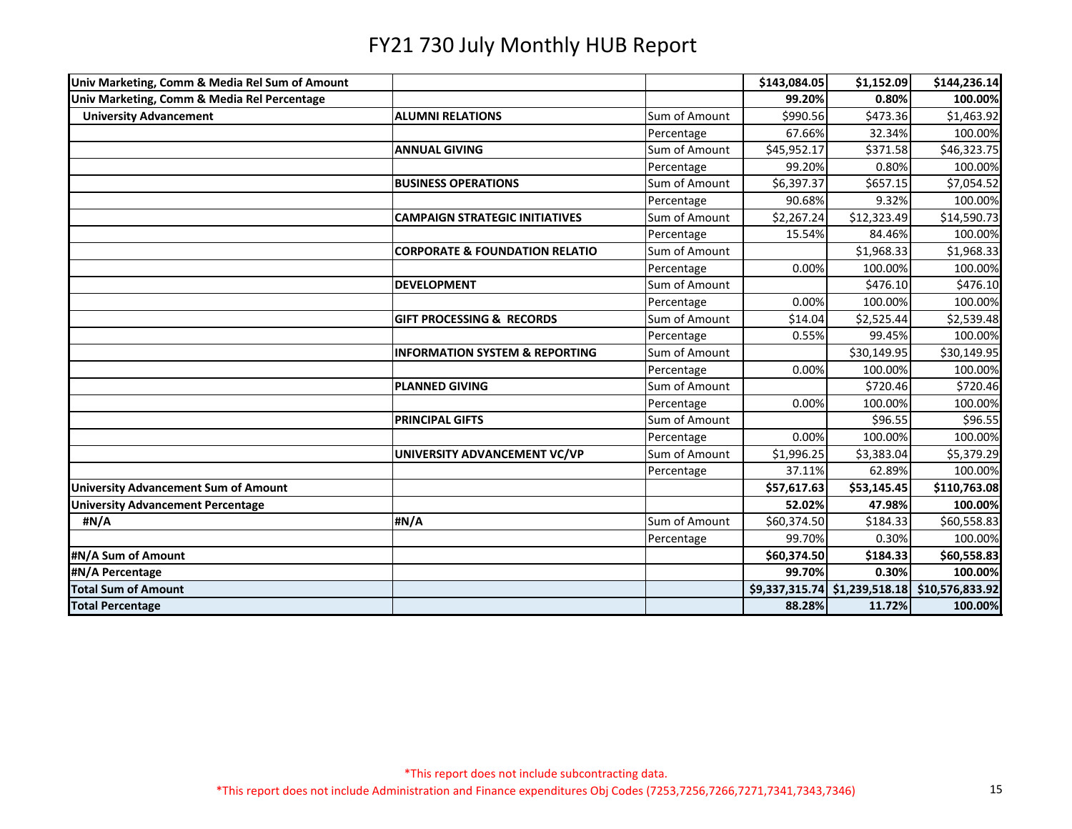# FY21 730 July Monthly HUB Report

| | | | | | |
|---|---|---|---|---|---|
| **Univ Marketing, Comm & Media Rel Sum of Amount** | | | **$143,084.05** | **$1,152.09** | **$144,236.14** |
| **Univ Marketing, Comm & Media Rel Percentage** | | | **99.20%** | **0.80%** | **100.00%** |
| **University Advancement** | **ALUMNI RELATIONS** | Sum of Amount | $990.56 | $473.36 | $1,463.92 |
| | | Percentage | 67.66% | 32.34% | 100.00% |
| | **ANNUAL GIVING** | Sum of Amount | $45,952.17 | $371.58 | $46,323.75 |
| | | Percentage | 99.20% | 0.80% | 100.00% |
| | **BUSINESS OPERATIONS** | Sum of Amount | $6,397.37 | $657.15 | $7,054.52 |
| | | Percentage | 90.68% | 9.32% | 100.00% |
| | **CAMPAIGN STRATEGIC INITIATIVES** | Sum of Amount | $2,267.24 | $12,323.49 | $14,590.73 |
| | | Percentage | 15.54% | 84.46% | 100.00% |
| | **CORPORATE & FOUNDATION RELATIO** | Sum of Amount | | $1,968.33 | $1,968.33 |
| | | Percentage | 0.00% | 100.00% | 100.00% |
| | **DEVELOPMENT** | Sum of Amount | | $476.10 | $476.10 |
| | | Percentage | 0.00% | 100.00% | 100.00% |
| | **GIFT PROCESSING & RECORDS** | Sum of Amount | $14.04 | $2,525.44 | $2,539.48 |
| | | Percentage | 0.55% | 99.45% | 100.00% |
| | **INFORMATION SYSTEM & REPORTING** | Sum of Amount | | $30,149.95 | $30,149.95 |
| | | Percentage | 0.00% | 100.00% | 100.00% |
| | **PLANNED GIVING** | Sum of Amount | | $720.46 | $720.46 |
| | | Percentage | 0.00% | 100.00% | 100.00% |
| | **PRINCIPAL GIFTS** | Sum of Amount | | $96.55 | $96.55 |
| | | Percentage | 0.00% | 100.00% | 100.00% |
| | **UNIVERSITY ADVANCEMENT VC/VP** | Sum of Amount | $1,996.25 | $3,383.04 | $5,379.29 |
| | | Percentage | 37.11% | 62.89% | 100.00% |
| **University Advancement Sum of Amount** | | | **$57,617.63** | **$53,145.45** | **$110,763.08** |
| **University Advancement Percentage** | | | **52.02%** | **47.98%** | **100.00%** |
| **#N/A** | **#N/A** | Sum of Amount | $60,374.50 | $184.33 | $60,558.83 |
| | | Percentage | 99.70% | 0.30% | 100.00% |
| **#N/A Sum of Amount** | | | **$60,374.50** | **$184.33** | **$60,558.83** |
| **#N/A Percentage** | | | **99.70%** | **0.30%** | **100.00%** |
| **Total Sum of Amount** | | | **$9,337,315.74** | **$1,239,518.18** | **$10,576,833.92** |
| **Total Percentage** | | | **88.28%** | **11.72%** | **100.00%** |

*This report does not include subcontracting data.

*This report does not include Administration and Finance expenditures Obj Codes (7253,7256,7266,7271,7341,7343,7346)